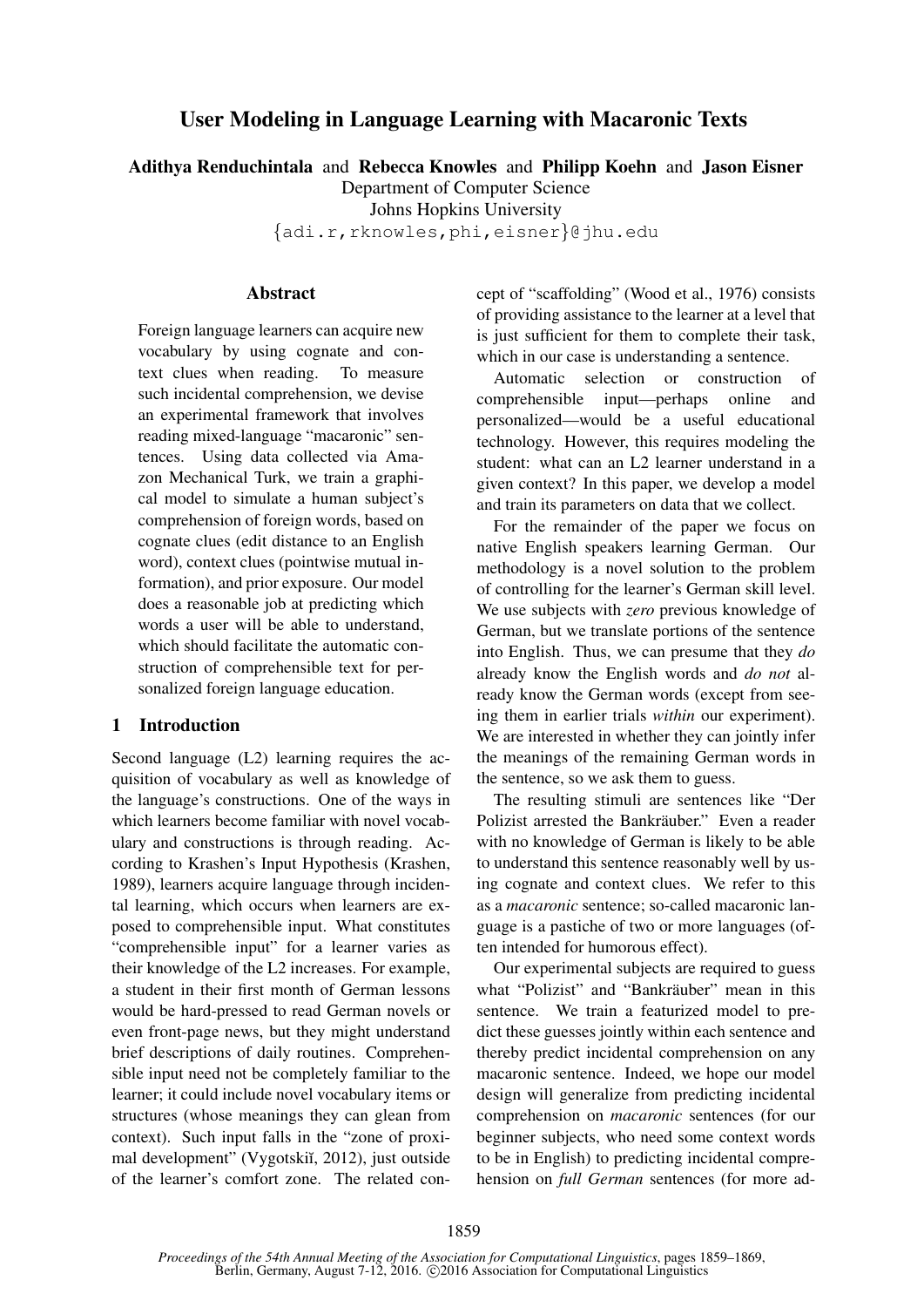# User Modeling in Language Learning with Macaronic Texts

**Adithya Renduchintala** and **Rebecca Knowles** and **Philipp Koehn** and **Jason Eisner**
Department of Computer Science
Johns Hopkins University
{adi.r,rknowles,phi,eisner}@jhu.edu

## Abstract

Foreign language learners can acquire new vocabulary by using cognate and context clues when reading. To measure such incidental comprehension, we devise an experimental framework that involves reading mixed-language "macaronic" sentences. Using data collected via Amazon Mechanical Turk, we train a graphical model to simulate a human subject's comprehension of foreign words, based on cognate clues (edit distance to an English word), context clues (pointwise mutual information), and prior exposure. Our model does a reasonable job at predicting which words a user will be able to understand, which should facilitate the automatic construction of comprehensible text for personalized foreign language education.

## 1 Introduction

Second language (L2) learning requires the acquisition of vocabulary as well as knowledge of the language's constructions. One of the ways in which learners become familiar with novel vocabulary and constructions is through reading. According to Krashen's Input Hypothesis (Krashen, 1989), learners acquire language through incidental learning, which occurs when learners are exposed to comprehensible input. What constitutes "comprehensible input" for a learner varies as their knowledge of the L2 increases. For example, a student in their first month of German lessons would be hard-pressed to read German novels or even front-page news, but they might understand brief descriptions of daily routines. Comprehensible input need not be completely familiar to the learner; it could include novel vocabulary items or structures (whose meanings they can glean from context). Such input falls in the "zone of proximal development" (Vygotskiĭ, 2012), just outside of the learner's comfort zone. The related concept of "scaffolding" (Wood et al., 1976) consists of providing assistance to the learner at a level that is just sufficient for them to complete their task, which in our case is understanding a sentence.

Automatic selection or construction of comprehensible input—perhaps online and personalized—would be a useful educational technology. However, this requires modeling the student: what can an L2 learner understand in a given context? In this paper, we develop a model and train its parameters on data that we collect.

For the remainder of the paper we focus on native English speakers learning German. Our methodology is a novel solution to the problem of controlling for the learner's German skill level. We use subjects with *zero* previous knowledge of German, but we translate portions of the sentence into English. Thus, we can presume that they *do* already know the English words and *do not* already know the German words (except from seeing them in earlier trials *within* our experiment). We are interested in whether they can jointly infer the meanings of the remaining German words in the sentence, so we ask them to guess.

The resulting stimuli are sentences like "Der Polizist arrested the Bankräuber." Even a reader with no knowledge of German is likely to be able to understand this sentence reasonably well by using cognate and context clues. We refer to this as a *macaronic* sentence; so-called macaronic language is a pastiche of two or more languages (often intended for humorous effect).

Our experimental subjects are required to guess what "Polizist" and "Bankräuber" mean in this sentence. We train a featurized model to predict these guesses jointly within each sentence and thereby predict incidental comprehension on any macaronic sentence. Indeed, we hope our model design will generalize from predicting incidental comprehension on *macaronic* sentences (for our beginner subjects, who need some context words to be in English) to predicting incidental comprehension on *full German* sentences (for more ad-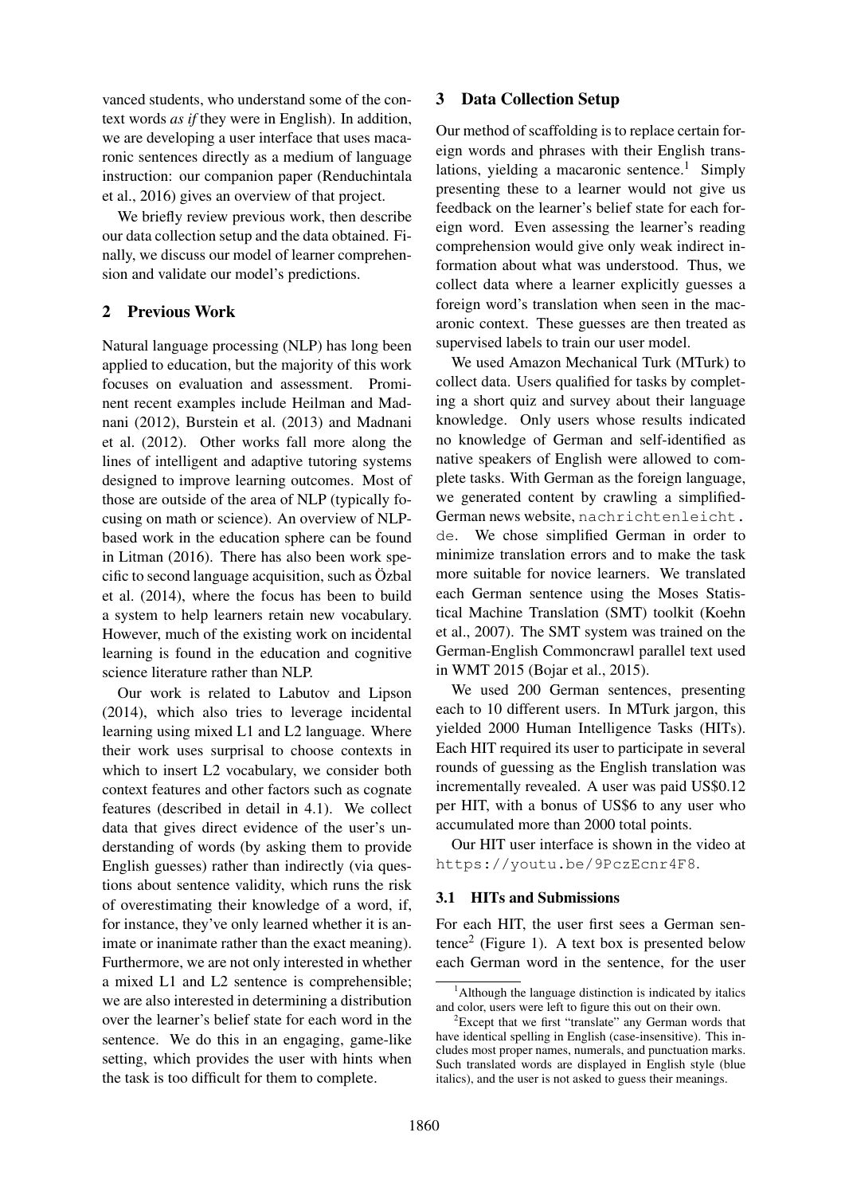vanced students, who understand some of the context words *as if* they were in English). In addition, we are developing a user interface that uses macaronic sentences directly as a medium of language instruction: our companion paper (Renduchintala et al., 2016) gives an overview of that project.

We briefly review previous work, then describe our data collection setup and the data obtained. Finally, we discuss our model of learner comprehension and validate our model's predictions.

## 2 Previous Work

Natural language processing (NLP) has long been applied to education, but the majority of this work focuses on evaluation and assessment. Prominent recent examples include Heilman and Madnani (2012), Burstein et al. (2013) and Madnani et al. (2012). Other works fall more along the lines of intelligent and adaptive tutoring systems designed to improve learning outcomes. Most of those are outside of the area of NLP (typically focusing on math or science). An overview of NLP-based work in the education sphere can be found in Litman (2016). There has also been work specific to second language acquisition, such as Özbal et al. (2014), where the focus has been to build a system to help learners retain new vocabulary. However, much of the existing work on incidental learning is found in the education and cognitive science literature rather than NLP.

Our work is related to Labutov and Lipson (2014), which also tries to leverage incidental learning using mixed L1 and L2 language. Where their work uses surprisal to choose contexts in which to insert L2 vocabulary, we consider both context features and other factors such as cognate features (described in detail in 4.1). We collect data that gives direct evidence of the user's understanding of words (by asking them to provide English guesses) rather than indirectly (via questions about sentence validity, which runs the risk of overestimating their knowledge of a word, if, for instance, they've only learned whether it is animate or inanimate rather than the exact meaning). Furthermore, we are not only interested in whether a mixed L1 and L2 sentence is comprehensible; we are also interested in determining a distribution over the learner's belief state for each word in the sentence. We do this in an engaging, game-like setting, which provides the user with hints when the task is too difficult for them to complete.

## 3 Data Collection Setup

Our method of scaffolding is to replace certain foreign words and phrases with their English translations, yielding a macaronic sentence.[1] Simply presenting these to a learner would not give us feedback on the learner's belief state for each foreign word. Even assessing the learner's reading comprehension would give only weak indirect information about what was understood. Thus, we collect data where a learner explicitly guesses a foreign word's translation when seen in the macaronic context. These guesses are then treated as supervised labels to train our user model.

We used Amazon Mechanical Turk (MTurk) to collect data. Users qualified for tasks by completing a short quiz and survey about their language knowledge. Only users whose results indicated no knowledge of German and self-identified as native speakers of English were allowed to complete tasks. With German as the foreign language, we generated content by crawling a simplified-German news website, `nachrichtenleicht.de`. We chose simplified German in order to minimize translation errors and to make the task more suitable for novice learners. We translated each German sentence using the Moses Statistical Machine Translation (SMT) toolkit (Koehn et al., 2007). The SMT system was trained on the German-English Commoncrawl parallel text used in WMT 2015 (Bojar et al., 2015).

We used 200 German sentences, presenting each to 10 different users. In MTurk jargon, this yielded 2000 Human Intelligence Tasks (HITs). Each HIT required its user to participate in several rounds of guessing as the English translation was incrementally revealed. A user was paid US$0.12 per HIT, with a bonus of US$6 to any user who accumulated more than 2000 total points.

Our HIT user interface is shown in the video at `https://youtu.be/9PczEcnr4F8`.

### 3.1 HITs and Submissions

For each HIT, the user first sees a German sentence[2] (Figure 1). A text box is presented below each German word in the sentence, for the user

[1] Although the language distinction is indicated by italics and color, users were left to figure this out on their own.

[2] Except that we first "translate" any German words that have identical spelling in English (case-insensitive). This includes most proper names, numerals, and punctuation marks. Such translated words are displayed in English style (blue italics), and the user is not asked to guess their meanings.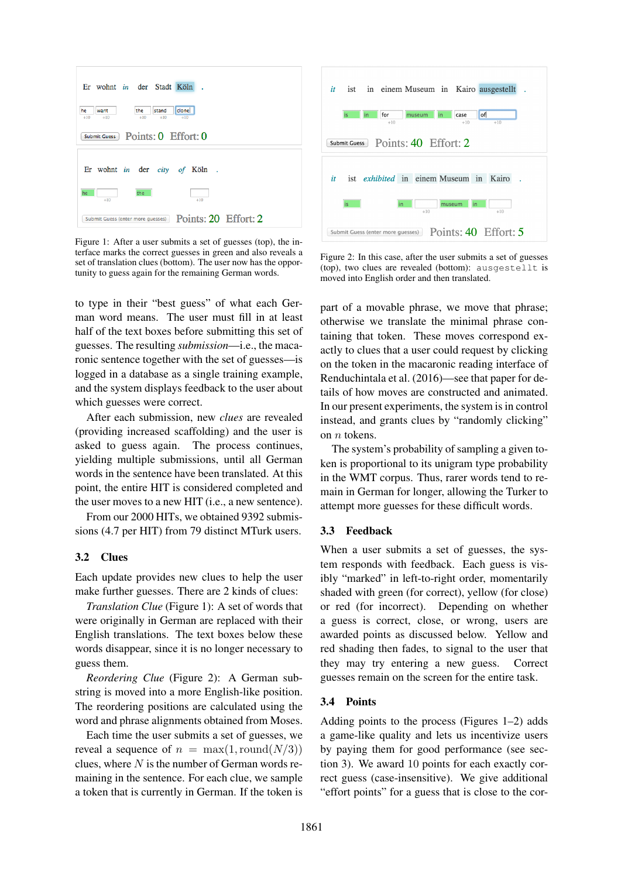Figure 1: After a user submits a set of guesses (top), the interface marks the correct guesses in green and also reveals a set of translation clues (bottom). The user now has the opportunity to guess again for the remaining German words.

Figure 2: In this case, after the user submits a set of guesses (top), two clues are revealed (bottom): `ausgestellt` is moved into English order and then translated.

to type in their "best guess" of what each German word means. The user must fill in at least half of the text boxes before submitting this set of guesses. The resulting *submission*—i.e., the macaronic sentence together with the set of guesses—is logged in a database as a single training example, and the system displays feedback to the user about which guesses were correct.

After each submission, new *clues* are revealed (providing increased scaffolding) and the user is asked to guess again. The process continues, yielding multiple submissions, until all German words in the sentence have been translated. At this point, the entire HIT is considered completed and the user moves to a new HIT (i.e., a new sentence).

From our 2000 HITs, we obtained 9392 submissions (4.7 per HIT) from 79 distinct MTurk users.

### 3.2 Clues

Each update provides new clues to help the user make further guesses. There are 2 kinds of clues:

*Translation Clue* (Figure 1): A set of words that were originally in German are replaced with their English translations. The text boxes below these words disappear, since it is no longer necessary to guess them.

*Reordering Clue* (Figure 2): A German substring is moved into a more English-like position. The reordering positions are calculated using the word and phrase alignments obtained from Moses.

Each time the user submits a set of guesses, we reveal a sequence of $n = \max(1, \text{round}(N/3))$ clues, where $N$ is the number of German words remaining in the sentence. For each clue, we sample a token that is currently in German. If the token is part of a movable phrase, we move that phrase; otherwise we translate the minimal phrase containing that token. These moves correspond exactly to clues that a user could request by clicking on the token in the macaronic reading interface of Renduchintala et al. (2016)—see that paper for details of how moves are constructed and animated. In our present experiments, the system is in control instead, and grants clues by "randomly clicking" on $n$ tokens.

The system's probability of sampling a given token is proportional to its unigram type probability in the WMT corpus. Thus, rarer words tend to remain in German for longer, allowing the Turker to attempt more guesses for these difficult words.

### 3.3 Feedback

When a user submits a set of guesses, the system responds with feedback. Each guess is visibly "marked" in left-to-right order, momentarily shaded with green (for correct), yellow (for close) or red (for incorrect). Depending on whether a guess is correct, close, or wrong, users are awarded points as discussed below. Yellow and red shading then fades, to signal to the user that they may try entering a new guess. Correct guesses remain on the screen for the entire task.

### 3.4 Points

Adding points to the process (Figures 1–2) adds a game-like quality and lets us incentivize users by paying them for good performance (see section 3). We award 10 points for each exactly correct guess (case-insensitive). We give additional "effort points" for a guess that is close to the cor-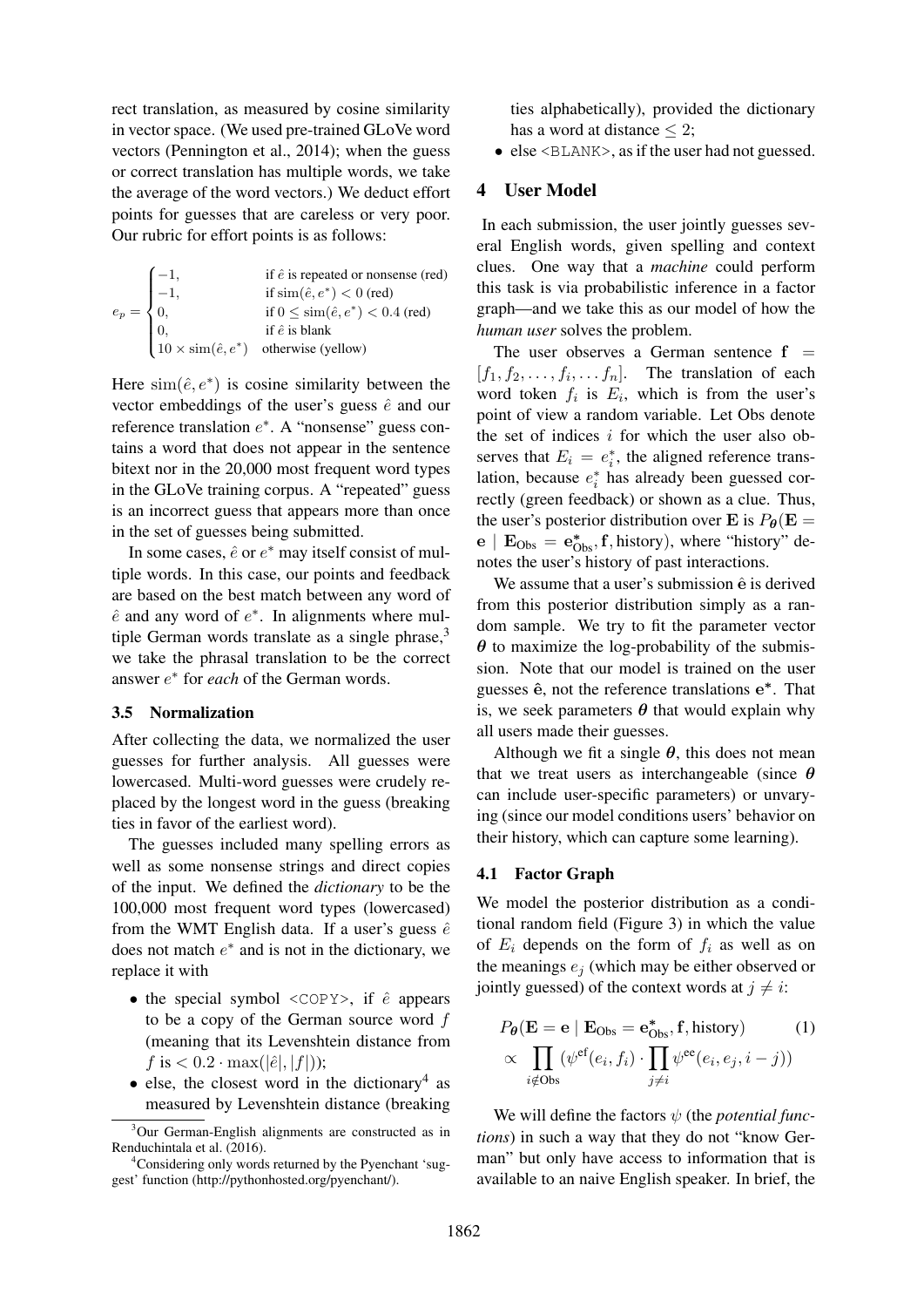rect translation, as measured by cosine similarity in vector space. (We used pre-trained GLoVe word vectors (Pennington et al., 2014); when the guess or correct translation has multiple words, we take the average of the word vectors.) We deduct effort points for guesses that are careless or very poor. Our rubric for effort points is as follows:

$$e_p = \begin{cases} -1, & \text{if } \hat{e} \text{ is repeated or nonsense (red)} \\ -1, & \text{if } \text{sim}(\hat{e}, e^*) < 0 \text{ (red)} \\ 0, & \text{if } 0 \leq \text{sim}(\hat{e}, e^*) < 0.4 \text{ (red)} \\ 0, & \text{if } \hat{e} \text{ is blank} \\ 10 \times \text{sim}(\hat{e}, e^*) & \text{otherwise (yellow)} \end{cases}$$

Here $\text{sim}(\hat{e}, e^*)$ is cosine similarity between the vector embeddings of the user's guess $\hat{e}$ and our reference translation $e^*$. A "nonsense" guess contains a word that does not appear in the sentence bitext nor in the 20,000 most frequent word types in the GLoVe training corpus. A "repeated" guess is an incorrect guess that appears more than once in the set of guesses being submitted.

In some cases, $\hat{e}$ or $e^*$ may itself consist of multiple words. In this case, our points and feedback are based on the best match between any word of $\hat{e}$ and any word of $e^*$. In alignments where multiple German words translate as a single phrase,[3] we take the phrasal translation to be the correct answer $e^*$ for *each* of the German words.

### 3.5 Normalization

After collecting the data, we normalized the user guesses for further analysis. All guesses were lowercased. Multi-word guesses were crudely replaced by the longest word in the guess (breaking ties in favor of the earliest word).

The guesses included many spelling errors as well as some nonsense strings and direct copies of the input. We defined the *dictionary* to be the 100,000 most frequent word types (lowercased) from the WMT English data. If a user's guess $\hat{e}$ does not match $e^*$ and is not in the dictionary, we replace it with

- the special symbol <COPY>, if $\hat{e}$ appears to be a copy of the German source word $f$ (meaning that its Levenshtein distance from $f$ is $< 0.2 \cdot \max(|\hat{e}|, |f|)$);
- else, the closest word in the dictionary[4] as measured by Levenshtein distance (breaking ties alphabetically), provided the dictionary has a word at distance $\leq 2$;
- else <BLANK>, as if the user had not guessed.

[3] Our German-English alignments are constructed as in Renduchintala et al. (2016).

[4] Considering only words returned by the Pyenchant 'suggest' function (http://pythonhosted.org/pyenchant/).

## 4 User Model

In each submission, the user jointly guesses several English words, given spelling and context clues. One way that a *machine* could perform this task is via probabilistic inference in a factor graph—and we take this as our model of how the *human user* solves the problem.

The user observes a German sentence $\mathbf{f} = [f_1, f_2, \ldots, f_i, \ldots f_n]$. The translation of each word token $f_i$ is $E_i$, which is from the user's point of view a random variable. Let Obs denote the set of indices $i$ for which the user also observes that $E_i = e_i^*$, the aligned reference translation, because $e_i^*$ has already been guessed correctly (green feedback) or shown as a clue. Thus, the user's posterior distribution over $\mathbf{E}$ is $P_{\boldsymbol{\theta}}(\mathbf{E} = \mathbf{e} \mid \mathbf{E}_{\text{Obs}} = \mathbf{e}^*_{\text{Obs}}, \mathbf{f}, \text{history})$, where "history" denotes the user's history of past interactions.

We assume that a user's submission $\hat{\mathbf{e}}$ is derived from this posterior distribution simply as a random sample. We try to fit the parameter vector $\boldsymbol{\theta}$ to maximize the log-probability of the submission. Note that our model is trained on the user guesses $\hat{\mathbf{e}}$, not the reference translations $\mathbf{e}^*$. That is, we seek parameters $\boldsymbol{\theta}$ that would explain why all users made their guesses.

Although we fit a single $\boldsymbol{\theta}$, this does not mean that we treat users as interchangeable (since $\boldsymbol{\theta}$ can include user-specific parameters) or unvarying (since our model conditions users' behavior on their history, which can capture some learning).

### 4.1 Factor Graph

We model the posterior distribution as a conditional random field (Figure 3) in which the value of $E_i$ depends on the form of $f_i$ as well as on the meanings $e_j$ (which may be either observed or jointly guessed) of the context words at $j \neq i$:

$$P_{\boldsymbol{\theta}}(\mathbf{E} = \mathbf{e} \mid \mathbf{E}_{\text{Obs}} = \mathbf{e}^*_{\text{Obs}}, \mathbf{f}, \text{history}) \tag{1}$$
$$\propto \prod_{i \notin \text{Obs}} (\psi^{\text{ef}}(e_i, f_i) \cdot \prod_{j \neq i} \psi^{\text{ee}}(e_i, e_j, i - j))$$

We will define the factors $\psi$ (the *potential functions*) in such a way that they do not "know German" but only have access to information that is available to an naive English speaker. In brief, the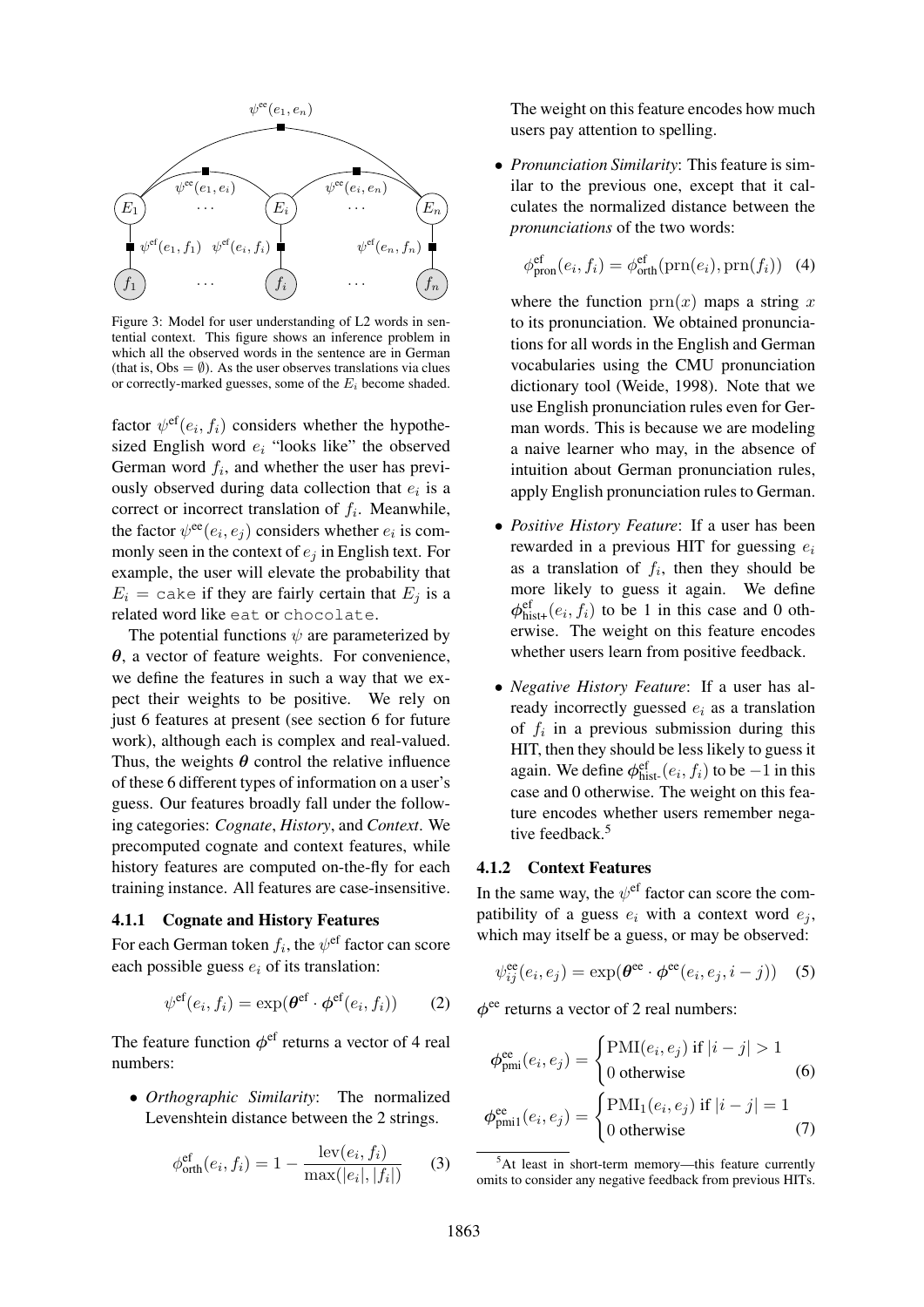Figure 3: Model for user understanding of L2 words in sentential context. This figure shows an inference problem in which all the observed words in the sentence are in German (that is, Obs = ∅). As the user observes translations via clues or correctly-marked guesses, some of the $E_i$ become shaded.

factor $\psi^{\text{ef}}(e_i, f_i)$ considers whether the hypothesized English word $e_i$ "looks like" the observed German word $f_i$, and whether the user has previously observed during data collection that $e_i$ is a correct or incorrect translation of $f_i$. Meanwhile, the factor $\psi^{\text{ee}}(e_i, e_j)$ considers whether $e_i$ is commonly seen in the context of $e_j$ in English text. For example, the user will elevate the probability that $E_i$ = `cake` if they are fairly certain that $E_j$ is a related word like `eat` or `chocolate`.

The potential functions $\psi$ are parameterized by $\boldsymbol{\theta}$, a vector of feature weights. For convenience, we define the features in such a way that we expect their weights to be positive. We rely on just 6 features at present (see section 6 for future work), although each is complex and real-valued. Thus, the weights $\boldsymbol{\theta}$ control the relative influence of these 6 different types of information on a user's guess. Our features broadly fall under the following categories: *Cognate*, *History*, and *Context*. We precomputed cognate and context features, while history features are computed on-the-fly for each training instance. All features are case-insensitive.

### 4.1.1 Cognate and History Features

For each German token $f_i$, the $\psi^{\text{ef}}$ factor can score each possible guess $e_i$ of its translation:

$$\psi^{\text{ef}}(e_i, f_i) = \exp(\boldsymbol{\theta}^{\text{ef}} \cdot \boldsymbol{\phi}^{\text{ef}}(e_i, f_i)) \qquad (2)$$

The feature function $\boldsymbol{\phi}^{\text{ef}}$ returns a vector of 4 real numbers:

- *Orthographic Similarity*: The normalized Levenshtein distance between the 2 strings.

$$\phi^{\text{ef}}_{\text{orth}}(e_i, f_i) = 1 - \frac{\text{lev}(e_i, f_i)}{\max(|e_i|, |f_i|)} \qquad (3)$$

  The weight on this feature encodes how much users pay attention to spelling.

- *Pronunciation Similarity*: This feature is similar to the previous one, except that it calculates the normalized distance between the *pronunciations* of the two words:

$$\phi^{\text{ef}}_{\text{pron}}(e_i, f_i) = \phi^{\text{ef}}_{\text{orth}}(\text{prn}(e_i), \text{prn}(f_i)) \quad (4)$$

  where the function $\text{prn}(x)$ maps a string $x$ to its pronunciation. We obtained pronunciations for all words in the English and German vocabularies using the CMU pronunciation dictionary tool (Weide, 1998). Note that we use English pronunciation rules even for German words. This is because we are modeling a naive learner who may, in the absence of intuition about German pronunciation rules, apply English pronunciation rules to German.

- *Positive History Feature*: If a user has been rewarded in a previous HIT for guessing $e_i$ as a translation of $f_i$, then they should be more likely to guess it again. We define $\boldsymbol{\phi}^{\text{ef}}_{\text{hist+}}(e_i, f_i)$ to be 1 in this case and 0 otherwise. The weight on this feature encodes whether users learn from positive feedback.

- *Negative History Feature*: If a user has already incorrectly guessed $e_i$ as a translation of $f_i$ in a previous submission during this HIT, then they should be less likely to guess it again. We define $\boldsymbol{\phi}^{\text{ef}}_{\text{hist-}}(e_i, f_i)$ to be $-1$ in this case and 0 otherwise. The weight on this feature encodes whether users remember negative feedback.[5]

### 4.1.2 Context Features

In the same way, the $\psi^{\text{ef}}$ factor can score the compatibility of a guess $e_i$ with a context word $e_j$, which may itself be a guess, or may be observed:

$$\psi^{\text{ee}}_{ij}(e_i, e_j) = \exp(\boldsymbol{\theta}^{\text{ee}} \cdot \boldsymbol{\phi}^{\text{ee}}(e_i, e_j, i - j)) \quad (5)$$

$\boldsymbol{\phi}^{\text{ee}}$ returns a vector of 2 real numbers:

$$\boldsymbol{\phi}^{\text{ee}}_{\text{pmi}}(e_i, e_j) = \begin{cases} \text{PMI}(e_i, e_j) \text{ if } |i - j| > 1 \\ 0 \text{ otherwise} \end{cases} \qquad (6)$$

$$\boldsymbol{\phi}^{\text{ee}}_{\text{pmi1}}(e_i, e_j) = \begin{cases} \text{PMI}_1(e_i, e_j) \text{ if } |i - j| = 1 \\ 0 \text{ otherwise} \end{cases} \qquad (7)$$

[5] At least in short-term memory—this feature currently omits to consider any negative feedback from previous HITs.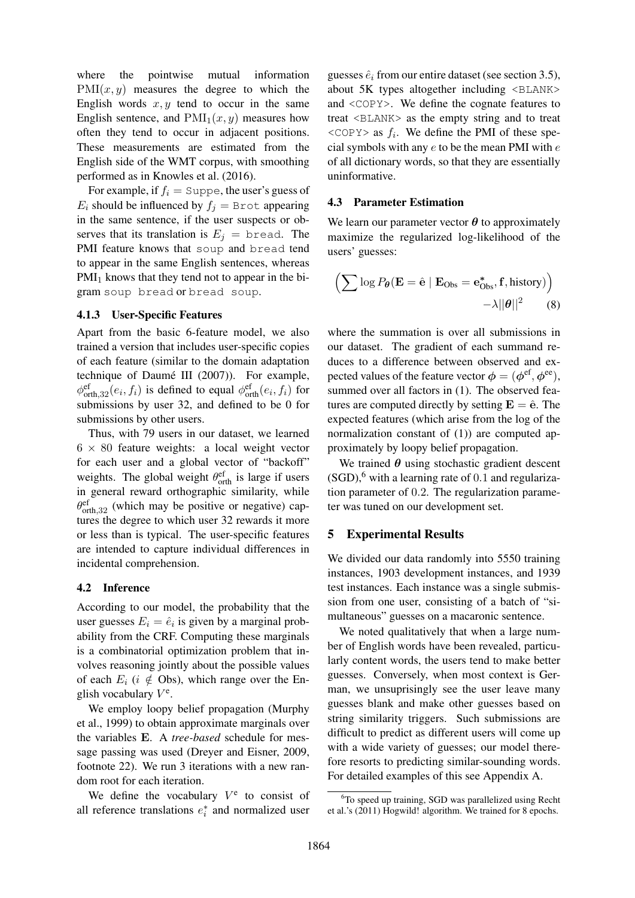where the pointwise mutual information $\mathrm{PMI}(x, y)$ measures the degree to which the English words $x, y$ tend to occur in the same English sentence, and $\mathrm{PMI}_1(x, y)$ measures how often they tend to occur in adjacent positions. These measurements are estimated from the English side of the WMT corpus, with smoothing performed as in Knowles et al. (2016).

For example, if $f_i$ = `Suppe`, the user's guess of $E_i$ should be influenced by $f_j$ = `Brot` appearing in the same sentence, if the user suspects or observes that its translation is $E_j$ = `bread`. The PMI feature knows that `soup` and `bread` tend to appear in the same English sentences, whereas $\mathrm{PMI}_1$ knows that they tend not to appear in the bigram `soup bread` or `bread soup`.

#### 4.1.3 User-Specific Features

Apart from the basic 6-feature model, we also trained a version that includes user-specific copies of each feature (similar to the domain adaptation technique of Daumé III (2007)). For example, $\phi^{\mathrm{ef}}_{\mathrm{orth},32}(e_i, f_i)$ is defined to equal $\phi^{\mathrm{ef}}_{\mathrm{orth}}(e_i, f_i)$ for submissions by user 32, and defined to be 0 for submissions by other users.

Thus, with 79 users in our dataset, we learned $6 \times 80$ feature weights: a local weight vector for each user and a global vector of "backoff" weights. The global weight $\theta^{\mathrm{ef}}_{\mathrm{orth}}$ is large if users in general reward orthographic similarity, while $\theta^{\mathrm{ef}}_{\mathrm{orth},32}$ (which may be positive or negative) captures the degree to which user 32 rewards it more or less than is typical. The user-specific features are intended to capture individual differences in incidental comprehension.

### 4.2 Inference

According to our model, the probability that the user guesses $E_i = \hat{e}_i$ is given by a marginal probability from the CRF. Computing these marginals is a combinatorial optimization problem that involves reasoning jointly about the possible values of each $E_i$ ($i \notin$ Obs), which range over the English vocabulary $V^{\mathrm{e}}$.

We employ loopy belief propagation (Murphy et al., 1999) to obtain approximate marginals over the variables $\mathbf{E}$. A *tree-based* schedule for message passing was used (Dreyer and Eisner, 2009, footnote 22). We run 3 iterations with a new random root for each iteration.

We define the vocabulary $V^{\mathrm{e}}$ to consist of all reference translations $e^*_i$ and normalized user guesses $\hat{e}_i$ from our entire dataset (see section 3.5), about 5K types altogether including `<BLANK>` and `<COPY>`. We define the cognate features to treat `<BLANK>` as the empty string and to treat `<COPY>` as $f_i$. We define the PMI of these special symbols with any $e$ to be the mean PMI with $e$ of all dictionary words, so that they are essentially uninformative.

### 4.3 Parameter Estimation

We learn our parameter vector $\boldsymbol{\theta}$ to approximately maximize the regularized log-likelihood of the users' guesses:

$$\Big(\sum \log P_{\boldsymbol{\theta}}(\mathbf{E} = \hat{\mathbf{e}} \mid \mathbf{E}_{\mathrm{Obs}} = \mathbf{e}^*_{\mathrm{Obs}}, \mathbf{f}, \text{history})\Big) - \lambda \|\boldsymbol{\theta}\|^2 \quad (8)$$

where the summation is over all submissions in our dataset. The gradient of each summand reduces to a difference between observed and expected values of the feature vector $\boldsymbol{\phi} = (\boldsymbol{\phi}^{\mathrm{ef}}, \boldsymbol{\phi}^{\mathrm{ee}})$, summed over all factors in (1). The observed features are computed directly by setting $\mathbf{E} = \hat{\mathbf{e}}$. The expected features (which arise from the log of the normalization constant of (1)) are computed approximately by loopy belief propagation.

We trained $\boldsymbol{\theta}$ using stochastic gradient descent (SGD),[6] with a learning rate of 0.1 and regularization parameter of 0.2. The regularization parameter was tuned on our development set.

## 5 Experimental Results

We divided our data randomly into 5550 training instances, 1903 development instances, and 1939 test instances. Each instance was a single submission from one user, consisting of a batch of "simultaneous" guesses on a macaronic sentence.

We noted qualitatively that when a large number of English words have been revealed, particularly content words, the users tend to make better guesses. Conversely, when most context is German, we unsuprisingly see the user leave many guesses blank and make other guesses based on string similarity triggers. Such submissions are difficult to predict as different users will come up with a wide variety of guesses; our model therefore resorts to predicting similar-sounding words. For detailed examples of this see Appendix A.

[6] To speed up training, SGD was parallelized using Recht et al.'s (2011) Hogwild! algorithm. We trained for 8 epochs.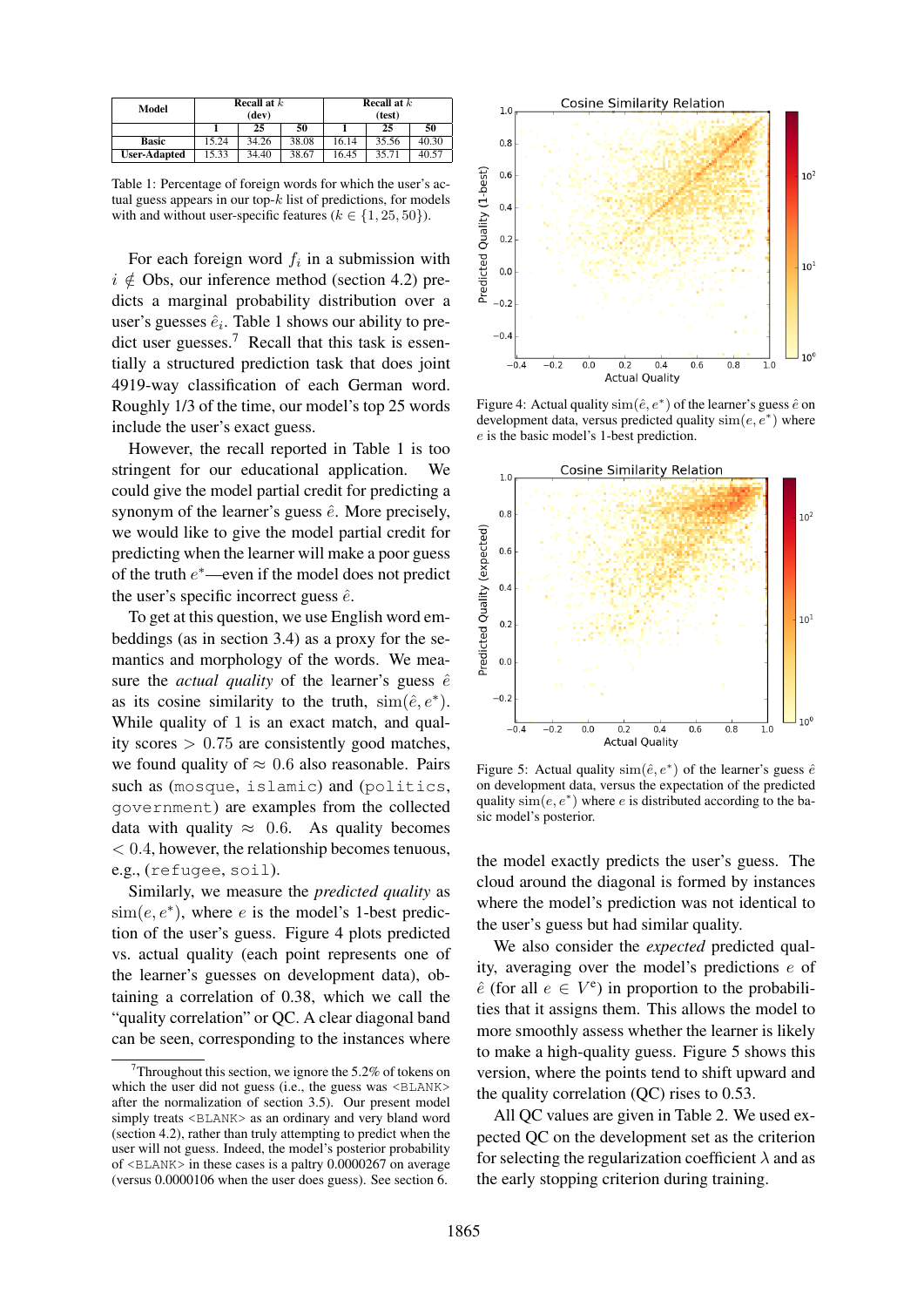| Model | Recall at $k$ (dev) | | | Recall at $k$ (test) | | |
|---|---|---|---|---|---|---|
| | 1 | 25 | 50 | 1 | 25 | 50 |
| Basic | 15.24 | 34.26 | 38.08 | 16.14 | 35.56 | 40.30 |
| User-Adapted | 15.33 | 34.40 | 38.67 | 16.45 | 35.71 | 40.57 |

Table 1: Percentage of foreign words for which the user's actual guess appears in our top-$k$ list of predictions, for models with and without user-specific features ($k \in \{1, 25, 50\}$).

For each foreign word $f_i$ in a submission with $i \notin$ Obs, our inference method (section 4.2) predicts a marginal probability distribution over a user's guesses $\hat{e}_i$. Table 1 shows our ability to predict user guesses.[7] Recall that this task is essentially a structured prediction task that does joint 4919-way classification of each German word. Roughly 1/3 of the time, our model's top 25 words include the user's exact guess.

However, the recall reported in Table 1 is too stringent for our educational application. We could give the model partial credit for predicting a synonym of the learner's guess $\hat{e}$. More precisely, we would like to give the model partial credit for predicting when the learner will make a poor guess of the truth $e^*$—even if the model does not predict the user's specific incorrect guess $\hat{e}$.

To get at this question, we use English word embeddings (as in section 3.4) as a proxy for the semantics and morphology of the words. We measure the *actual quality* of the learner's guess $\hat{e}$ as its cosine similarity to the truth, $\text{sim}(\hat{e}, e^*)$. While quality of 1 is an exact match, and quality scores $> 0.75$ are consistently good matches, we found quality of $\approx 0.6$ also reasonable. Pairs such as (`mosque`, `islamic`) and (`politics`, `government`) are examples from the collected data with quality $\approx 0.6$. As quality becomes $< 0.4$, however, the relationship becomes tenuous, e.g., (`refugee`, `soil`).

Similarly, we measure the *predicted quality* as $\text{sim}(e, e^*)$, where $e$ is the model's 1-best prediction of the user's guess. Figure 4 plots predicted vs. actual quality (each point represents one of the learner's guesses on development data), obtaining a correlation of 0.38, which we call the "quality correlation" or QC. A clear diagonal band can be seen, corresponding to the instances where the model exactly predicts the user's guess. The cloud around the diagonal is formed by instances where the model's prediction was not identical to the user's guess but had similar quality.

[7] Throughout this section, we ignore the 5.2% of tokens on which the user did not guess (i.e., the guess was <BLANK> after the normalization of section 3.5). Our present model simply treats <BLANK> as an ordinary and very bland word (section 4.2), rather than truly attempting to predict when the user will not guess. Indeed, the model's posterior probability of <BLANK> in these cases is a paltry 0.0000267 on average (versus 0.0000106 when the user does guess). See section 6.

Figure 4: Actual quality $\text{sim}(\hat{e}, e^*)$ of the learner's guess $\hat{e}$ on development data, versus predicted quality $\text{sim}(e, e^*)$ where $e$ is the basic model's 1-best prediction.

Figure 5: Actual quality $\text{sim}(\hat{e}, e^*)$ of the learner's guess $\hat{e}$ on development data, versus the expectation of the predicted quality $\text{sim}(e, e^*)$ where $e$ is distributed according to the basic model's posterior.

We also consider the *expected* predicted quality, averaging over the model's predictions $e$ of $\hat{e}$ (for all $e \in V^e$) in proportion to the probabilities that it assigns them. This allows the model to more smoothly assess whether the learner is likely to make a high-quality guess. Figure 5 shows this version, where the points tend to shift upward and the quality correlation (QC) rises to 0.53.

All QC values are given in Table 2. We used expected QC on the development set as the criterion for selecting the regularization coefficient $\lambda$ and as the early stopping criterion during training.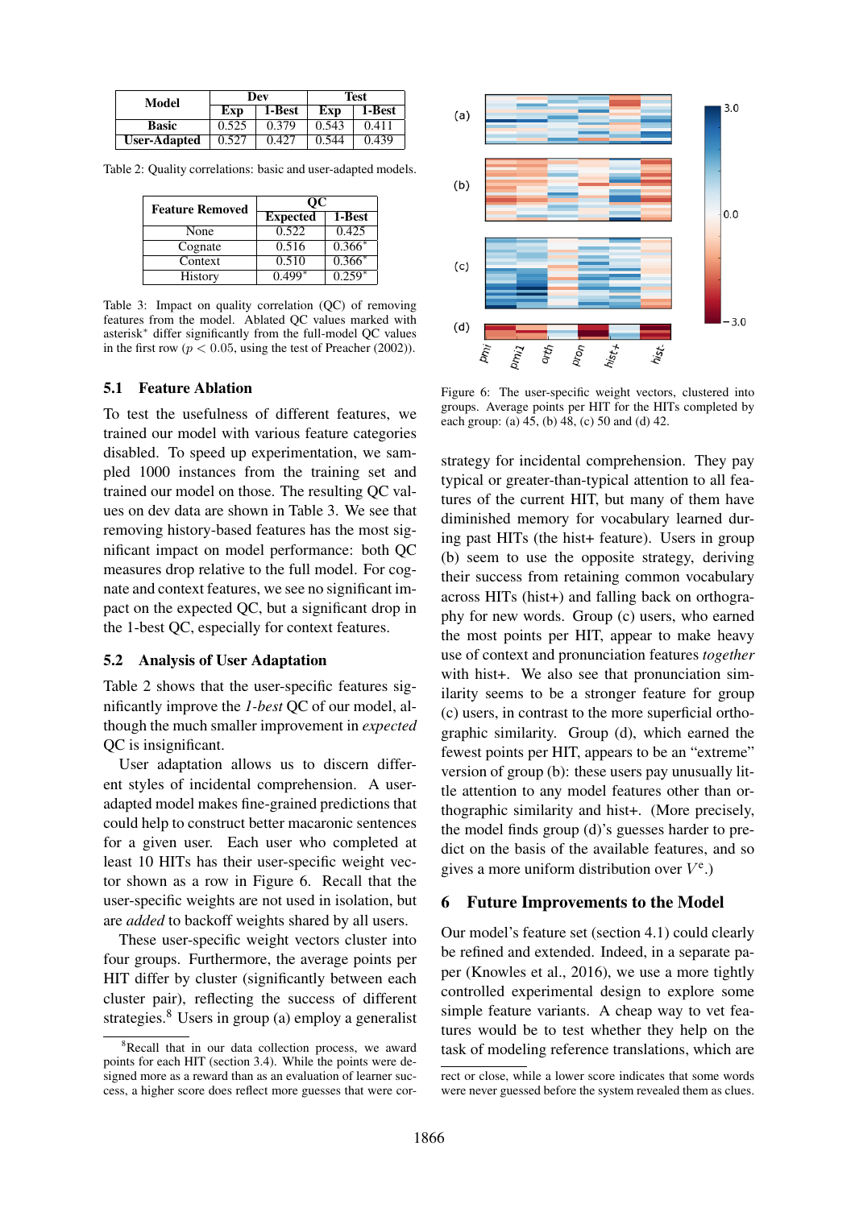| Model | Dev | | Test | |
|---|---|---|---|---|
| | Exp | 1-Best | Exp | 1-Best |
| Basic | 0.525 | 0.379 | 0.543 | 0.411 |
| User-Adapted | 0.527 | 0.427 | 0.544 | 0.439 |

Table 2: Quality correlations: basic and user-adapted models.

| Feature Removed | QC | |
|---|---|---|
| | Expected | 1-Best |
| None | 0.522 | 0.425 |
| Cognate | 0.516 | 0.366* |
| Context | 0.510 | 0.366* |
| History | 0.499* | 0.259* |

Table 3: Impact on quality correlation (QC) of removing features from the model. Ablated QC values marked with asterisk* differ significantly from the full-model QC values in the first row ($p < 0.05$, using the test of Preacher (2002)).

### 5.1 Feature Ablation

To test the usefulness of different features, we trained our model with various feature categories disabled. To speed up experimentation, we sampled 1000 instances from the training set and trained our model on those. The resulting QC values on dev data are shown in Table 3. We see that removing history-based features has the most significant impact on model performance: both QC measures drop relative to the full model. For cognate and context features, we see no significant impact on the expected QC, but a significant drop in the 1-best QC, especially for context features.

### 5.2 Analysis of User Adaptation

Table 2 shows that the user-specific features significantly improve the *1-best* QC of our model, although the much smaller improvement in *expected* QC is insignificant.

User adaptation allows us to discern different styles of incidental comprehension. A user-adapted model makes fine-grained predictions that could help to construct better macaronic sentences for a given user. Each user who completed at least 10 HITs has their user-specific weight vector shown as a row in Figure 6. Recall that the user-specific weights are not used in isolation, but are *added* to backoff weights shared by all users.

These user-specific weight vectors cluster into four groups. Furthermore, the average points per HIT differ by cluster (significantly between each cluster pair), reflecting the success of different strategies.[8] Users in group (a) employ a generalist strategy for incidental comprehension. They pay typical or greater-than-typical attention to all features of the current HIT, but many of them have diminished memory for vocabulary learned during past HITs (the hist+ feature). Users in group (b) seem to use the opposite strategy, deriving their success from retaining common vocabulary across HITs (hist+) and falling back on orthography for new words. Group (c) users, who earned the most points per HIT, appear to make heavy use of context and pronunciation features *together* with hist+. We also see that pronunciation similarity seems to be a stronger feature for group (c) users, in contrast to the more superficial orthographic similarity. Group (d), which earned the fewest points per HIT, appears to be an "extreme" version of group (b): these users pay unusually little attention to any model features other than orthographic similarity and hist+. (More precisely, the model finds group (d)'s guesses harder to predict on the basis of the available features, and so gives a more uniform distribution over $V^e$.)

[8]Recall that in our data collection process, we award points for each HIT (section 3.4). While the points were designed more as a reward than as an evaluation of learner success, a higher score does reflect more guesses that were correct or close, while a lower score indicates that some words were never guessed before the system revealed them as clues.

Figure 6: The user-specific weight vectors, clustered into groups. Average points per HIT for the HITs completed by each group: (a) 45, (b) 48, (c) 50 and (d) 42.

## 6 Future Improvements to the Model

Our model's feature set (section 4.1) could clearly be refined and extended. Indeed, in a separate paper (Knowles et al., 2016), we use a more tightly controlled experimental design to explore some simple feature variants. A cheap way to vet features would be to test whether they help on the task of modeling reference translations, which are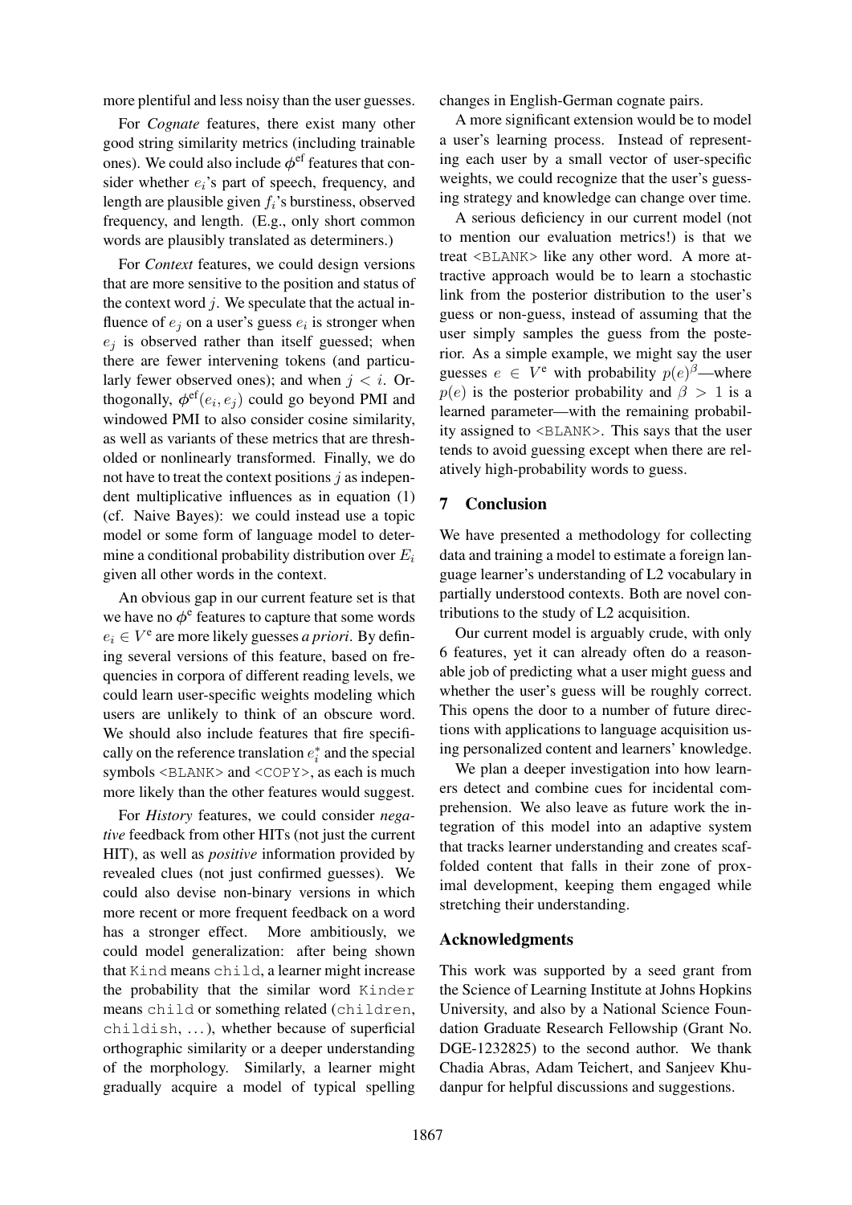more plentiful and less noisy than the user guesses.

For *Cognate* features, there exist many other good string similarity metrics (including trainable ones). We could also include $\phi^{\text{ef}}$ features that consider whether $e_i$'s part of speech, frequency, and length are plausible given $f_i$'s burstiness, observed frequency, and length. (E.g., only short common words are plausibly translated as determiners.)

For *Context* features, we could design versions that are more sensitive to the position and status of the context word $j$. We speculate that the actual influence of $e_j$ on a user's guess $e_i$ is stronger when $e_j$ is observed rather than itself guessed; when there are fewer intervening tokens (and particularly fewer observed ones); and when $j < i$. Orthogonally, $\phi^{\text{ef}}(e_i, e_j)$ could go beyond PMI and windowed PMI to also consider cosine similarity, as well as variants of these metrics that are thresholded or nonlinearly transformed. Finally, we do not have to treat the context positions $j$ as independent multiplicative influences as in equation (1) (cf. Naive Bayes): we could instead use a topic model or some form of language model to determine a conditional probability distribution over $E_i$ given all other words in the context.

An obvious gap in our current feature set is that we have no $\phi^{\text{e}}$ features to capture that some words $e_i \in V^{\text{e}}$ are more likely guesses *a priori*. By defining several versions of this feature, based on frequencies in corpora of different reading levels, we could learn user-specific weights modeling which users are unlikely to think of an obscure word. We should also include features that fire specifically on the reference translation $e_i^*$ and the special symbols <BLANK> and <COPY>, as each is much more likely than the other features would suggest.

For *History* features, we could consider *negative* feedback from other HITs (not just the current HIT), as well as *positive* information provided by revealed clues (not just confirmed guesses). We could also devise non-binary versions in which more recent or more frequent feedback on a word has a stronger effect. More ambitiously, we could model generalization: after being shown that Kind means child, a learner might increase the probability that the similar word Kinder means child or something related (children, childish, ...), whether because of superficial orthographic similarity or a deeper understanding of the morphology. Similarly, a learner might gradually acquire a model of typical spelling changes in English-German cognate pairs.

A more significant extension would be to model a user's learning process. Instead of representing each user by a small vector of user-specific weights, we could recognize that the user's guessing strategy and knowledge can change over time.

A serious deficiency in our current model (not to mention our evaluation metrics!) is that we treat <BLANK> like any other word. A more attractive approach would be to learn a stochastic link from the posterior distribution to the user's guess or non-guess, instead of assuming that the user simply samples the guess from the posterior. As a simple example, we might say the user guesses $e \in V^{\text{e}}$ with probability $p(e)^\beta$—where $p(e)$ is the posterior probability and $\beta > 1$ is a learned parameter—with the remaining probability assigned to <BLANK>. This says that the user tends to avoid guessing except when there are relatively high-probability words to guess.

## 7 Conclusion

We have presented a methodology for collecting data and training a model to estimate a foreign language learner's understanding of L2 vocabulary in partially understood contexts. Both are novel contributions to the study of L2 acquisition.

Our current model is arguably crude, with only 6 features, yet it can already often do a reasonable job of predicting what a user might guess and whether the user's guess will be roughly correct. This opens the door to a number of future directions with applications to language acquisition using personalized content and learners' knowledge.

We plan a deeper investigation into how learners detect and combine cues for incidental comprehension. We also leave as future work the integration of this model into an adaptive system that tracks learner understanding and creates scaffolded content that falls in their zone of proximal development, keeping them engaged while stretching their understanding.

## Acknowledgments

This work was supported by a seed grant from the Science of Learning Institute at Johns Hopkins University, and also by a National Science Foundation Graduate Research Fellowship (Grant No. DGE-1232825) to the second author. We thank Chadia Abras, Adam Teichert, and Sanjeev Khudanpur for helpful discussions and suggestions.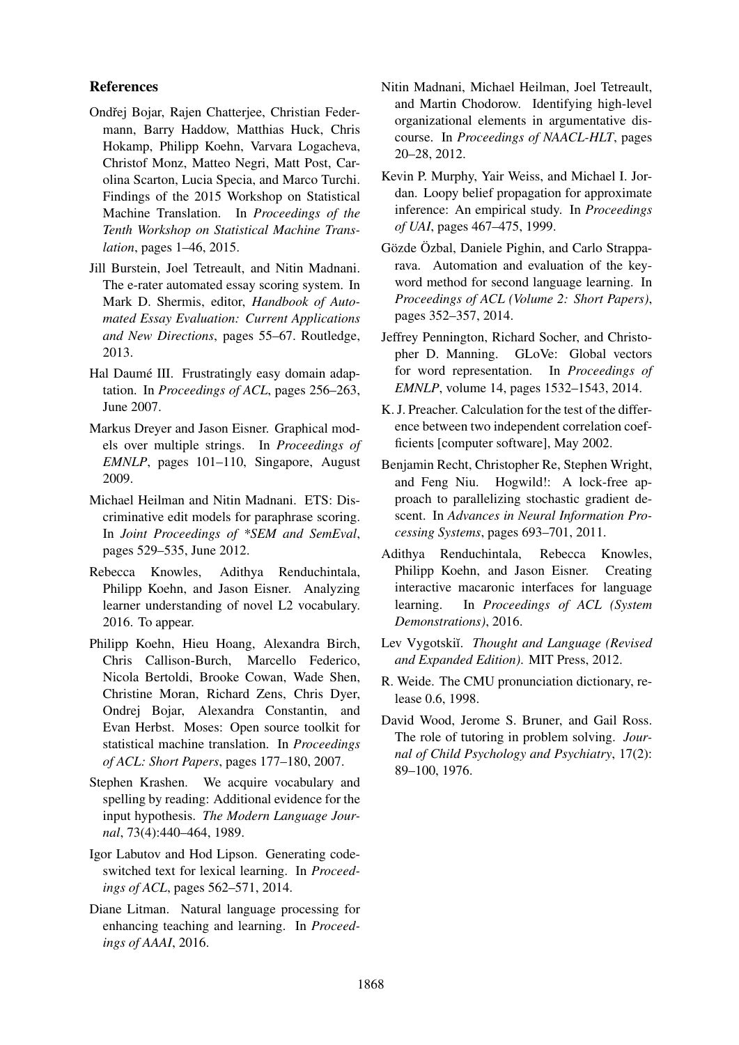## References

Ondřej Bojar, Rajen Chatterjee, Christian Federmann, Barry Haddow, Matthias Huck, Chris Hokamp, Philipp Koehn, Varvara Logacheva, Christof Monz, Matteo Negri, Matt Post, Carolina Scarton, Lucia Specia, and Marco Turchi. Findings of the 2015 Workshop on Statistical Machine Translation. In *Proceedings of the Tenth Workshop on Statistical Machine Translation*, pages 1–46, 2015.

Jill Burstein, Joel Tetreault, and Nitin Madnani. The e-rater automated essay scoring system. In Mark D. Shermis, editor, *Handbook of Automated Essay Evaluation: Current Applications and New Directions*, pages 55–67. Routledge, 2013.

Hal Daumé III. Frustratingly easy domain adaptation. In *Proceedings of ACL*, pages 256–263, June 2007.

Markus Dreyer and Jason Eisner. Graphical models over multiple strings. In *Proceedings of EMNLP*, pages 101–110, Singapore, August 2009.

Michael Heilman and Nitin Madnani. ETS: Discriminative edit models for paraphrase scoring. In *Joint Proceedings of *SEM and SemEval*, pages 529–535, June 2012.

Rebecca Knowles, Adithya Renduchintala, Philipp Koehn, and Jason Eisner. Analyzing learner understanding of novel L2 vocabulary. 2016. To appear.

Philipp Koehn, Hieu Hoang, Alexandra Birch, Chris Callison-Burch, Marcello Federico, Nicola Bertoldi, Brooke Cowan, Wade Shen, Christine Moran, Richard Zens, Chris Dyer, Ondrej Bojar, Alexandra Constantin, and Evan Herbst. Moses: Open source toolkit for statistical machine translation. In *Proceedings of ACL: Short Papers*, pages 177–180, 2007.

Stephen Krashen. We acquire vocabulary and spelling by reading: Additional evidence for the input hypothesis. *The Modern Language Journal*, 73(4):440–464, 1989.

Igor Labutov and Hod Lipson. Generating code-switched text for lexical learning. In *Proceedings of ACL*, pages 562–571, 2014.

Diane Litman. Natural language processing for enhancing teaching and learning. In *Proceedings of AAAI*, 2016.

Nitin Madnani, Michael Heilman, Joel Tetreault, and Martin Chodorow. Identifying high-level organizational elements in argumentative discourse. In *Proceedings of NAACL-HLT*, pages 20–28, 2012.

Kevin P. Murphy, Yair Weiss, and Michael I. Jordan. Loopy belief propagation for approximate inference: An empirical study. In *Proceedings of UAI*, pages 467–475, 1999.

Gözde Özbal, Daniele Pighin, and Carlo Strapparava. Automation and evaluation of the keyword method for second language learning. In *Proceedings of ACL (Volume 2: Short Papers)*, pages 352–357, 2014.

Jeffrey Pennington, Richard Socher, and Christopher D. Manning. GLoVe: Global vectors for word representation. In *Proceedings of EMNLP*, volume 14, pages 1532–1543, 2014.

K. J. Preacher. Calculation for the test of the difference between two independent correlation coefficients [computer software], May 2002.

Benjamin Recht, Christopher Re, Stephen Wright, and Feng Niu. Hogwild!: A lock-free approach to parallelizing stochastic gradient descent. In *Advances in Neural Information Processing Systems*, pages 693–701, 2011.

Adithya Renduchintala, Rebecca Knowles, Philipp Koehn, and Jason Eisner. Creating interactive macaronic interfaces for language learning. In *Proceedings of ACL (System Demonstrations)*, 2016.

Lev Vygotskiĭ. *Thought and Language (Revised and Expanded Edition)*. MIT Press, 2012.

R. Weide. The CMU pronunciation dictionary, release 0.6, 1998.

David Wood, Jerome S. Bruner, and Gail Ross. The role of tutoring in problem solving. *Journal of Child Psychology and Psychiatry*, 17(2): 89–100, 1976.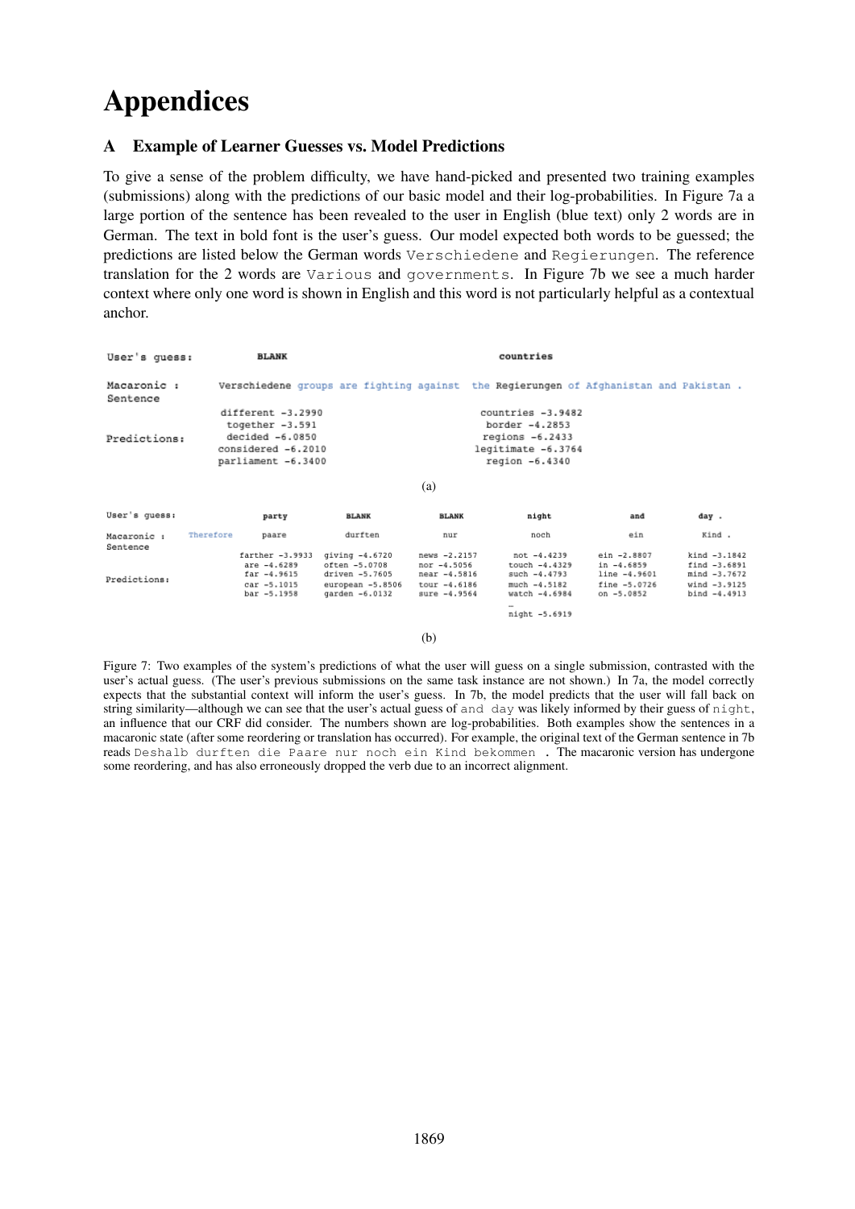# Appendices

## A Example of Learner Guesses vs. Model Predictions

To give a sense of the problem difficulty, we have hand-picked and presented two training examples (submissions) along with the predictions of our basic model and their log-probabilities. In Figure 7a a large portion of the sentence has been revealed to the user in English (blue text) only 2 words are in German. The text in bold font is the user's guess. Our model expected both words to be guessed; the predictions are listed below the German words `Verschiedene` and `Regierungen`. The reference translation for the 2 words are `Various` and `governments`. In Figure 7b we see a much harder context where only one word is shown in English and this word is not particularly helpful as a contextual anchor.

User's guess: **BLANK** **countries**

Macaronic : Sentence
Verschiedene groups are fighting against the Regierungen of Afghanistan and Pakistan .

Predictions:
different -3.2990
together -3.591
decided -6.0850
considered -6.2010
parliament -6.3400

countries -3.9482
border -4.2853
regions -6.2433
legitimate -6.3764
region -6.4340

(a)

User's guess: **party** **BLANK** **BLANK** **night** **and** **day .**

Macaronic : Sentence
Therefore paare durften nur noch ein Kind .

Predictions:
farther -3.9933, are -4.6289, far -4.9615, car -5.1015, bar -5.1958
giving -4.6720, often -5.0708, driven -5.7605, european -5.8506, garden -6.0132
news -2.2157, nor -4.5056, near -4.5816, tour -4.6186, sure -4.9564
not -4.4239, touch -4.4329, such -4.4793, much -4.5182, watch -4.6984, …, night -5.6919
ein -2.8807, in -4.6859, line -4.9601, fine -5.0726, on -5.0852
kind -3.1842, find -3.6891, mind -3.7672, wind -3.9125, bind -4.4913

(b)

Figure 7: Two examples of the system's predictions of what the user will guess on a single submission, contrasted with the user's actual guess. (The user's previous submissions on the same task instance are not shown.) In 7a, the model correctly expects that the substantial context will inform the user's guess. In 7b, the model predicts that the user will fall back on string similarity—although we can see that the user's actual guess of `and day` was likely informed by their guess of `night`, an influence that our CRF did consider. The numbers shown are log-probabilities. Both examples show the sentences in a macaronic state (after some reordering or translation has occurred). For example, the original text of the German sentence in 7b reads `Deshalb durften die Paare nur noch ein Kind bekommen .` The macaronic version has undergone some reordering, and has also erroneously dropped the verb due to an incorrect alignment.